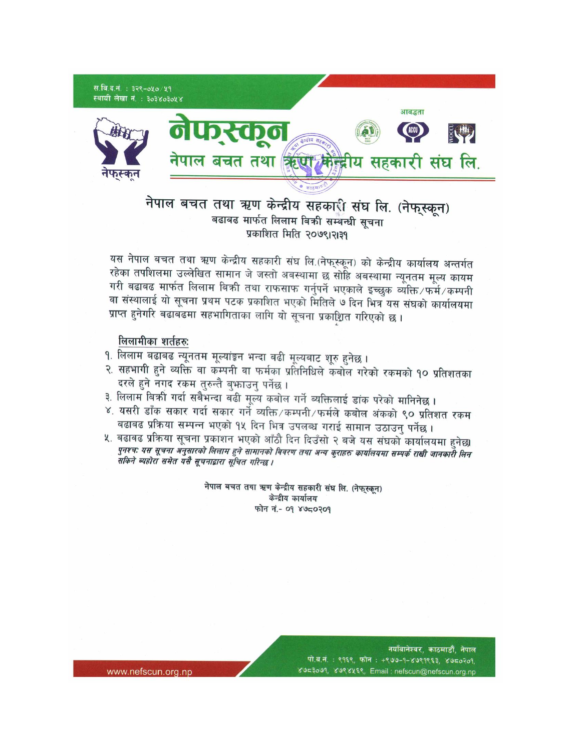स.वि.द.नं. : ३२९-०५०/५१
स्थायी लेखा नं. : ३०३४०३०५४

# नेफस्कून
## नेपाल बचत तथा ऋण केन्द्रीय सहकारी संघ लि.

आवद्धता

# नेपाल बचत तथा ऋण केन्द्रीय सहकारी संघ लि. (नेफस्कून)

**बढाबढ मार्फत लिलाम बिक्री सम्बन्धी सूचना**

**प्रकाशित मिति २०७९।२।३१**

यस नेपाल बचत तथा ऋण केन्द्रीय सहकारी संघ लि.(नेफस्कून) को केन्द्रीय कार्यालय अन्तर्गत रहेका तपशिलमा उल्लेखित सामान जे जस्तो अवस्थामा छ सोहि अवस्थामा न्यूनतम मूल्य कायम गरी बढाबढ मार्फत लिलाम बिक्री तथा राफसाफ गर्नुपर्ने भएकाले इच्छुक व्यक्ति/फर्म/कम्पनी वा संस्थालाई यो सूचना प्रथम पटक प्रकाशित भएको मितिले ७ दिन भित्र यस संघको कार्यालयमा प्राप्त हुनेगरि बढाबढमा सहभागिताका लागि यो सूचना प्रकाशित गरिएको छ ।

**लिलामीका शर्तहरु:**

१. लिलाम बढाबढ न्यूनतम मूल्यांङ्कन भन्दा बढी मूल्यबाट शूरु हुनेछ ।
२. सहभागी हुने व्यक्ति वा कम्पनी वा फर्मका प्रतिनिधिले कबोल गरेको रकमको १० प्रतिशतका दरले हुने नगद रकम तुरुन्तै बुझाउनु पर्नेछ ।
३. लिलाम बिक्री गर्दा सबैभन्दा बढी मूल्य कबोल गर्ने व्यक्तिलाई डांक परेको मानिनेछ ।
४. यसरी डाँक सकार गर्दा सकार गर्ने व्यक्ति/कम्पनी/फर्मले कबोल अंकको ९० प्रतिशत रकम बढाबढ प्रक्रिया सम्पन्न भएको १५ दिन भित्र उपलब्ध गराई सामान उठाउनु पर्नेछ ।
५. बढाबढ प्रक्रिया सूचना प्रकाशन भएको आँठौ दिन दिउँसो २ बजे यस संघको कार्यालयमा हुनेछ।

*पुनश्चः यस सूचना अनुसारको लिलाम हुने सामानको विवरण तथा अन्य कुराहरु कार्यालयमा सम्पर्क राखी जानकारी लिन सकिने व्यहोरा समेत यसै सूचनाद्वारा सूचित गरिन्छ ।*

नेपाल बचत तथा ऋण केन्द्रीय सहकारी संघ लि. (नेफस्कून)
केन्द्रीय कार्यालय
फोन नं.- ०१ ४७८०२०१

नयाँबानेश्वर, काठमाडौं, नेपाल
पो.ब.नं. : ९१६९, फोन : +९७७-१-४७९१९६३, ४७८०२०१, ४७८३०७१, ४७९४५६९, Email : nefscun@nefscun.org.np
www.nefscun.org.np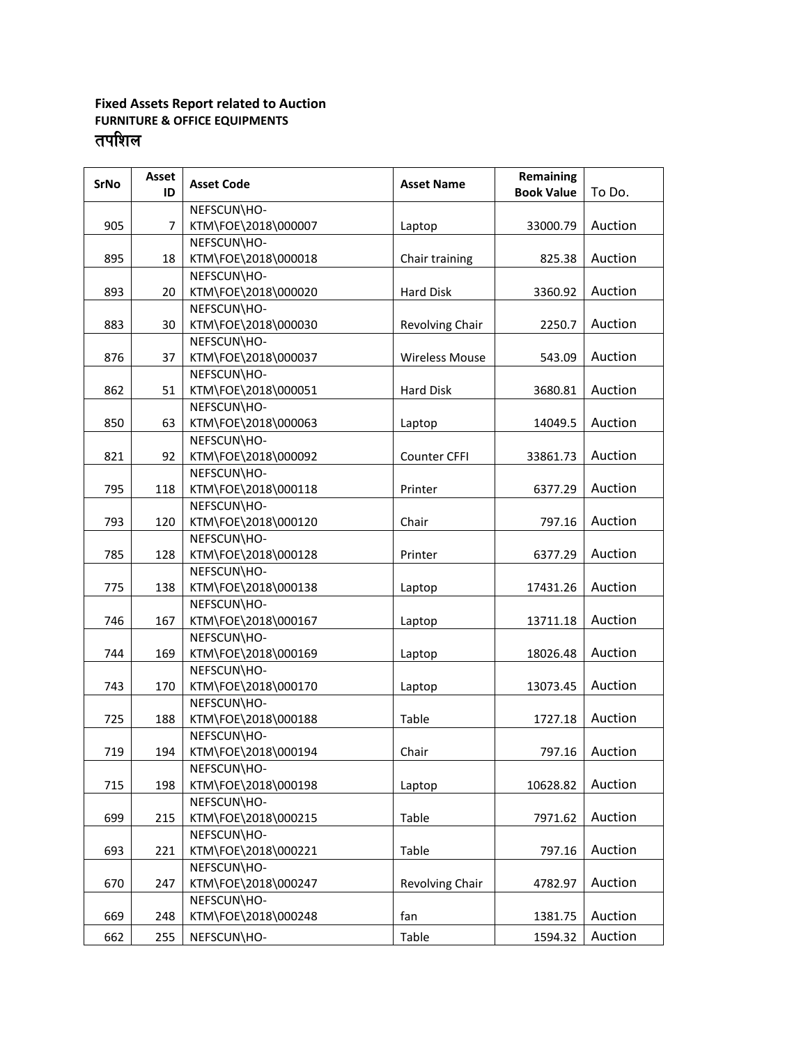**Fixed Assets Report related to Auction**
**FURNITURE & OFFICE EQUIPMENTS**
**तपशिल**

| SrNo | Asset ID | Asset Code | Asset Name | Remaining Book Value | To Do. |
|---|---|---|---|---|---|
| 905 | 7 | NEFSCUN\HO-KTM\FOE\2018\000007 | Laptop | 33000.79 | Auction |
| 895 | 18 | NEFSCUN\HO-KTM\FOE\2018\000018 | Chair training | 825.38 | Auction |
| 893 | 20 | NEFSCUN\HO-KTM\FOE\2018\000020 | Hard Disk | 3360.92 | Auction |
| 883 | 30 | NEFSCUN\HO-KTM\FOE\2018\000030 | Revolving Chair | 2250.7 | Auction |
| 876 | 37 | NEFSCUN\HO-KTM\FOE\2018\000037 | Wireless Mouse | 543.09 | Auction |
| 862 | 51 | NEFSCUN\HO-KTM\FOE\2018\000051 | Hard Disk | 3680.81 | Auction |
| 850 | 63 | NEFSCUN\HO-KTM\FOE\2018\000063 | Laptop | 14049.5 | Auction |
| 821 | 92 | NEFSCUN\HO-KTM\FOE\2018\000092 | Counter CFFI | 33861.73 | Auction |
| 795 | 118 | NEFSCUN\HO-KTM\FOE\2018\000118 | Printer | 6377.29 | Auction |
| 793 | 120 | NEFSCUN\HO-KTM\FOE\2018\000120 | Chair | 797.16 | Auction |
| 785 | 128 | NEFSCUN\HO-KTM\FOE\2018\000128 | Printer | 6377.29 | Auction |
| 775 | 138 | NEFSCUN\HO-KTM\FOE\2018\000138 | Laptop | 17431.26 | Auction |
| 746 | 167 | NEFSCUN\HO-KTM\FOE\2018\000167 | Laptop | 13711.18 | Auction |
| 744 | 169 | NEFSCUN\HO-KTM\FOE\2018\000169 | Laptop | 18026.48 | Auction |
| 743 | 170 | NEFSCUN\HO-KTM\FOE\2018\000170 | Laptop | 13073.45 | Auction |
| 725 | 188 | NEFSCUN\HO-KTM\FOE\2018\000188 | Table | 1727.18 | Auction |
| 719 | 194 | NEFSCUN\HO-KTM\FOE\2018\000194 | Chair | 797.16 | Auction |
| 715 | 198 | NEFSCUN\HO-KTM\FOE\2018\000198 | Laptop | 10628.82 | Auction |
| 699 | 215 | NEFSCUN\HO-KTM\FOE\2018\000215 | Table | 7971.62 | Auction |
| 693 | 221 | NEFSCUN\HO-KTM\FOE\2018\000221 | Table | 797.16 | Auction |
| 670 | 247 | NEFSCUN\HO-KTM\FOE\2018\000247 | Revolving Chair | 4782.97 | Auction |
| 669 | 248 | NEFSCUN\HO-KTM\FOE\2018\000248 | fan | 1381.75 | Auction |
| 662 | 255 | NEFSCUN\HO- | Table | 1594.32 | Auction |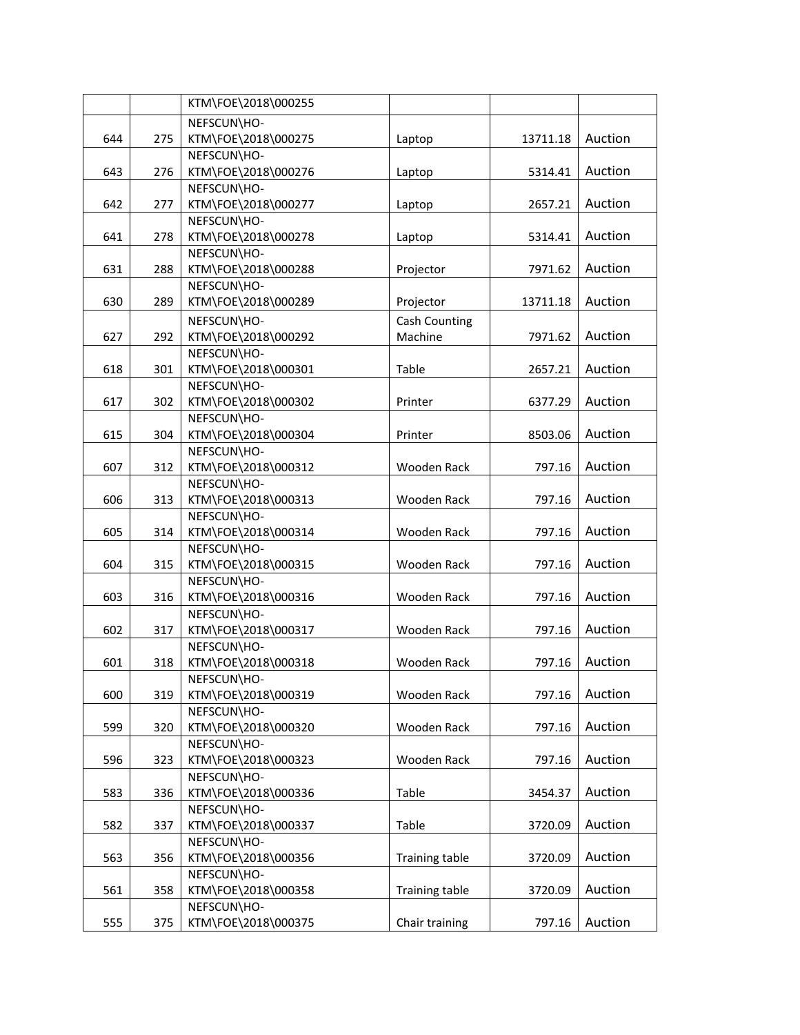| | | | | | |
|---|---|---|---|---|---|
| | | KTM\FOE\2018\000255 | | | |
| 644 | 275 | NEFSCUN\HO-KTM\FOE\2018\000275 | Laptop | 13711.18 | Auction |
| 643 | 276 | NEFSCUN\HO-KTM\FOE\2018\000276 | Laptop | 5314.41 | Auction |
| 642 | 277 | NEFSCUN\HO-KTM\FOE\2018\000277 | Laptop | 2657.21 | Auction |
| 641 | 278 | NEFSCUN\HO-KTM\FOE\2018\000278 | Laptop | 5314.41 | Auction |
| 631 | 288 | NEFSCUN\HO-KTM\FOE\2018\000288 | Projector | 7971.62 | Auction |
| 630 | 289 | NEFSCUN\HO-KTM\FOE\2018\000289 | Projector | 13711.18 | Auction |
| 627 | 292 | NEFSCUN\HO-KTM\FOE\2018\000292 | Cash Counting Machine | 7971.62 | Auction |
| 618 | 301 | NEFSCUN\HO-KTM\FOE\2018\000301 | Table | 2657.21 | Auction |
| 617 | 302 | NEFSCUN\HO-KTM\FOE\2018\000302 | Printer | 6377.29 | Auction |
| 615 | 304 | NEFSCUN\HO-KTM\FOE\2018\000304 | Printer | 8503.06 | Auction |
| 607 | 312 | NEFSCUN\HO-KTM\FOE\2018\000312 | Wooden Rack | 797.16 | Auction |
| 606 | 313 | NEFSCUN\HO-KTM\FOE\2018\000313 | Wooden Rack | 797.16 | Auction |
| 605 | 314 | NEFSCUN\HO-KTM\FOE\2018\000314 | Wooden Rack | 797.16 | Auction |
| 604 | 315 | NEFSCUN\HO-KTM\FOE\2018\000315 | Wooden Rack | 797.16 | Auction |
| 603 | 316 | NEFSCUN\HO-KTM\FOE\2018\000316 | Wooden Rack | 797.16 | Auction |
| 602 | 317 | NEFSCUN\HO-KTM\FOE\2018\000317 | Wooden Rack | 797.16 | Auction |
| 601 | 318 | NEFSCUN\HO-KTM\FOE\2018\000318 | Wooden Rack | 797.16 | Auction |
| 600 | 319 | NEFSCUN\HO-KTM\FOE\2018\000319 | Wooden Rack | 797.16 | Auction |
| 599 | 320 | NEFSCUN\HO-KTM\FOE\2018\000320 | Wooden Rack | 797.16 | Auction |
| 596 | 323 | NEFSCUN\HO-KTM\FOE\2018\000323 | Wooden Rack | 797.16 | Auction |
| 583 | 336 | NEFSCUN\HO-KTM\FOE\2018\000336 | Table | 3454.37 | Auction |
| 582 | 337 | NEFSCUN\HO-KTM\FOE\2018\000337 | Table | 3720.09 | Auction |
| 563 | 356 | NEFSCUN\HO-KTM\FOE\2018\000356 | Training table | 3720.09 | Auction |
| 561 | 358 | NEFSCUN\HO-KTM\FOE\2018\000358 | Training table | 3720.09 | Auction |
| 555 | 375 | NEFSCUN\HO-KTM\FOE\2018\000375 | Chair training | 797.16 | Auction |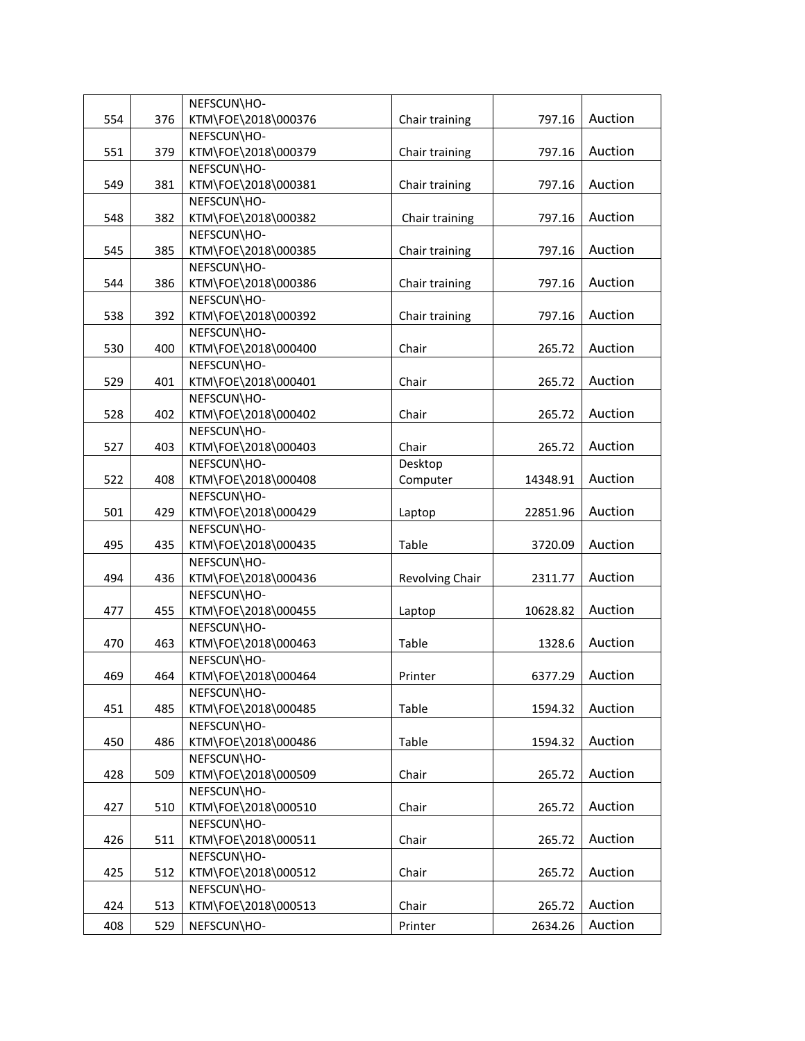| | | | | | |
|---|---|---|---|---|---|
| 554 | 376 | NEFSCUN\HO-KTM\FOE\2018\000376 | Chair training | 797.16 | Auction |
| 551 | 379 | NEFSCUN\HO-KTM\FOE\2018\000379 | Chair training | 797.16 | Auction |
| 549 | 381 | NEFSCUN\HO-KTM\FOE\2018\000381 | Chair training | 797.16 | Auction |
| 548 | 382 | NEFSCUN\HO-KTM\FOE\2018\000382 | Chair training | 797.16 | Auction |
| 545 | 385 | NEFSCUN\HO-KTM\FOE\2018\000385 | Chair training | 797.16 | Auction |
| 544 | 386 | NEFSCUN\HO-KTM\FOE\2018\000386 | Chair training | 797.16 | Auction |
| 538 | 392 | NEFSCUN\HO-KTM\FOE\2018\000392 | Chair training | 797.16 | Auction |
| 530 | 400 | NEFSCUN\HO-KTM\FOE\2018\000400 | Chair | 265.72 | Auction |
| 529 | 401 | NEFSCUN\HO-KTM\FOE\2018\000401 | Chair | 265.72 | Auction |
| 528 | 402 | NEFSCUN\HO-KTM\FOE\2018\000402 | Chair | 265.72 | Auction |
| 527 | 403 | NEFSCUN\HO-KTM\FOE\2018\000403 | Chair | 265.72 | Auction |
| 522 | 408 | NEFSCUN\HO-KTM\FOE\2018\000408 | Desktop Computer | 14348.91 | Auction |
| 501 | 429 | NEFSCUN\HO-KTM\FOE\2018\000429 | Laptop | 22851.96 | Auction |
| 495 | 435 | NEFSCUN\HO-KTM\FOE\2018\000435 | Table | 3720.09 | Auction |
| 494 | 436 | NEFSCUN\HO-KTM\FOE\2018\000436 | Revolving Chair | 2311.77 | Auction |
| 477 | 455 | NEFSCUN\HO-KTM\FOE\2018\000455 | Laptop | 10628.82 | Auction |
| 470 | 463 | NEFSCUN\HO-KTM\FOE\2018\000463 | Table | 1328.6 | Auction |
| 469 | 464 | NEFSCUN\HO-KTM\FOE\2018\000464 | Printer | 6377.29 | Auction |
| 451 | 485 | NEFSCUN\HO-KTM\FOE\2018\000485 | Table | 1594.32 | Auction |
| 450 | 486 | NEFSCUN\HO-KTM\FOE\2018\000486 | Table | 1594.32 | Auction |
| 428 | 509 | NEFSCUN\HO-KTM\FOE\2018\000509 | Chair | 265.72 | Auction |
| 427 | 510 | NEFSCUN\HO-KTM\FOE\2018\000510 | Chair | 265.72 | Auction |
| 426 | 511 | NEFSCUN\HO-KTM\FOE\2018\000511 | Chair | 265.72 | Auction |
| 425 | 512 | NEFSCUN\HO-KTM\FOE\2018\000512 | Chair | 265.72 | Auction |
| 424 | 513 | NEFSCUN\HO-KTM\FOE\2018\000513 | Chair | 265.72 | Auction |
| 408 | 529 | NEFSCUN\HO- | Printer | 2634.26 | Auction |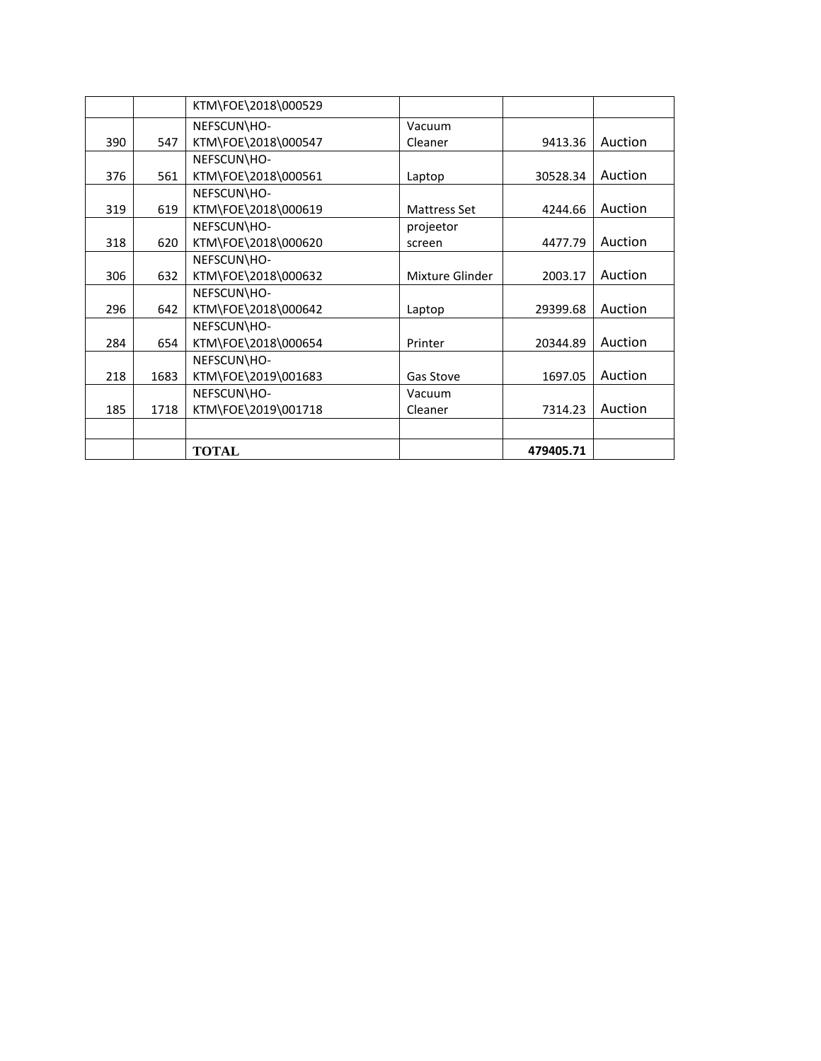| | | | | | |
|---|---|---|---|---|---|
| | | KTM\FOE\2018\000529 | | | |
| 390 | 547 | NEFSCUN\HO-KTM\FOE\2018\000547 | Vacuum Cleaner | 9413.36 | Auction |
| 376 | 561 | NEFSCUN\HO-KTM\FOE\2018\000561 | Laptop | 30528.34 | Auction |
| 319 | 619 | NEFSCUN\HO-KTM\FOE\2018\000619 | Mattress Set | 4244.66 | Auction |
| 318 | 620 | NEFSCUN\HO-KTM\FOE\2018\000620 | projeetor screen | 4477.79 | Auction |
| 306 | 632 | NEFSCUN\HO-KTM\FOE\2018\000632 | Mixture Glinder | 2003.17 | Auction |
| 296 | 642 | NEFSCUN\HO-KTM\FOE\2018\000642 | Laptop | 29399.68 | Auction |
| 284 | 654 | NEFSCUN\HO-KTM\FOE\2018\000654 | Printer | 20344.89 | Auction |
| 218 | 1683 | NEFSCUN\HO-KTM\FOE\2019\001683 | Gas Stove | 1697.05 | Auction |
| 185 | 1718 | NEFSCUN\HO-KTM\FOE\2019\001718 | Vacuum Cleaner | 7314.23 | Auction |
| | | | | | |
| | | **TOTAL** | | **479405.71** | |